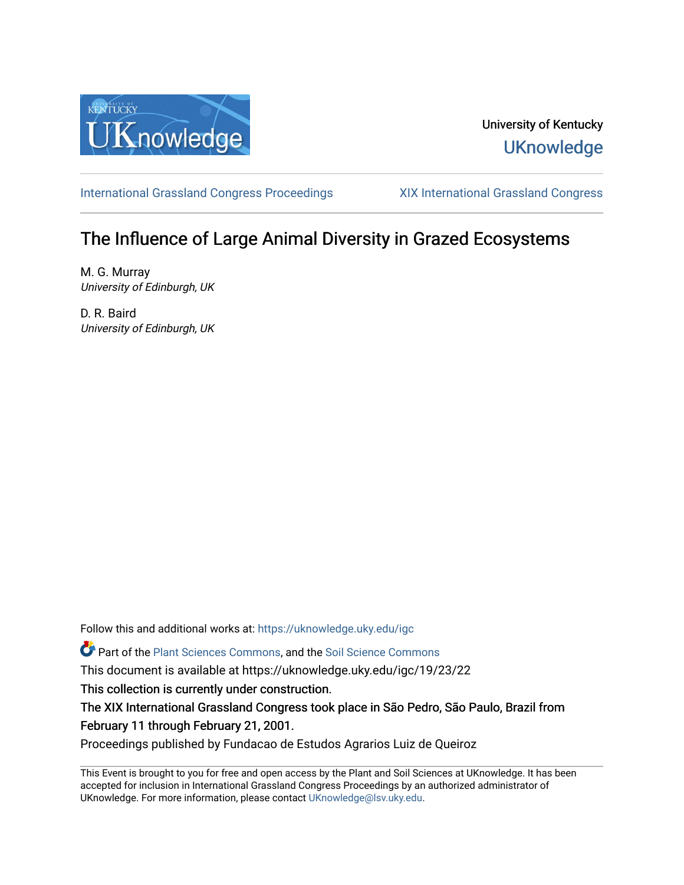University of Kentucky

UKnowledge

International Grassland Congress Proceedings | XIX International Grassland Congress

# The Influence of Large Animal Diversity in Grazed Ecosystems

M. G. Murray
*University of Edinburgh, UK*

D. R. Baird
*University of Edinburgh, UK*

Follow this and additional works at: https://uknowledge.uky.edu/igc

Part of the Plant Sciences Commons, and the Soil Science Commons

This document is available at https://uknowledge.uky.edu/igc/19/23/22

This collection is currently under construction.

The XIX International Grassland Congress took place in São Pedro, São Paulo, Brazil from February 11 through February 21, 2001.

Proceedings published by Fundacao de Estudos Agrarios Luiz de Queiroz

This Event is brought to you for free and open access by the Plant and Soil Sciences at UKnowledge. It has been accepted for inclusion in International Grassland Congress Proceedings by an authorized administrator of UKnowledge. For more information, please contact UKnowledge@lsv.uky.edu.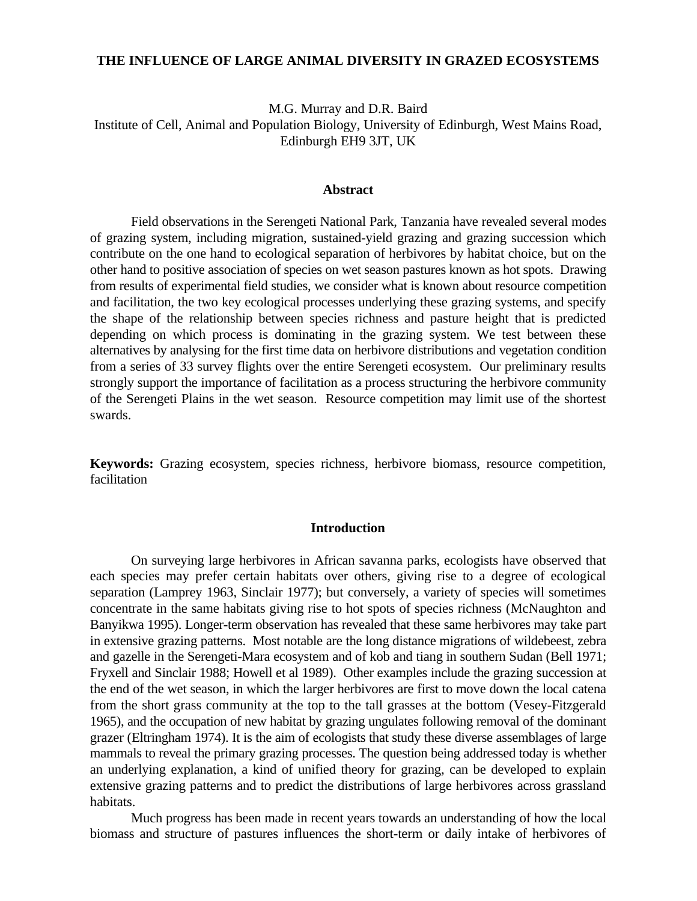# THE INFLUENCE OF LARGE ANIMAL DIVERSITY IN GRAZED ECOSYSTEMS

M.G. Murray and D.R. Baird

Institute of Cell, Animal and Population Biology, University of Edinburgh, West Mains Road, Edinburgh EH9 3JT, UK

## Abstract

Field observations in the Serengeti National Park, Tanzania have revealed several modes of grazing system, including migration, sustained-yield grazing and grazing succession which contribute on the one hand to ecological separation of herbivores by habitat choice, but on the other hand to positive association of species on wet season pastures known as hot spots. Drawing from results of experimental field studies, we consider what is known about resource competition and facilitation, the two key ecological processes underlying these grazing systems, and specify the shape of the relationship between species richness and pasture height that is predicted depending on which process is dominating in the grazing system. We test between these alternatives by analysing for the first time data on herbivore distributions and vegetation condition from a series of 33 survey flights over the entire Serengeti ecosystem. Our preliminary results strongly support the importance of facilitation as a process structuring the herbivore community of the Serengeti Plains in the wet season. Resource competition may limit use of the shortest swards.

**Keywords:** Grazing ecosystem, species richness, herbivore biomass, resource competition, facilitation

## Introduction

On surveying large herbivores in African savanna parks, ecologists have observed that each species may prefer certain habitats over others, giving rise to a degree of ecological separation (Lamprey 1963, Sinclair 1977); but conversely, a variety of species will sometimes concentrate in the same habitats giving rise to hot spots of species richness (McNaughton and Banyikwa 1995). Longer-term observation has revealed that these same herbivores may take part in extensive grazing patterns. Most notable are the long distance migrations of wildebeest, zebra and gazelle in the Serengeti-Mara ecosystem and of kob and tiang in southern Sudan (Bell 1971; Fryxell and Sinclair 1988; Howell et al 1989). Other examples include the grazing succession at the end of the wet season, in which the larger herbivores are first to move down the local catena from the short grass community at the top to the tall grasses at the bottom (Vesey-Fitzgerald 1965), and the occupation of new habitat by grazing ungulates following removal of the dominant grazer (Eltringham 1974). It is the aim of ecologists that study these diverse assemblages of large mammals to reveal the primary grazing processes. The question being addressed today is whether an underlying explanation, a kind of unified theory for grazing, can be developed to explain extensive grazing patterns and to predict the distributions of large herbivores across grassland habitats.

Much progress has been made in recent years towards an understanding of how the local biomass and structure of pastures influences the short-term or daily intake of herbivores of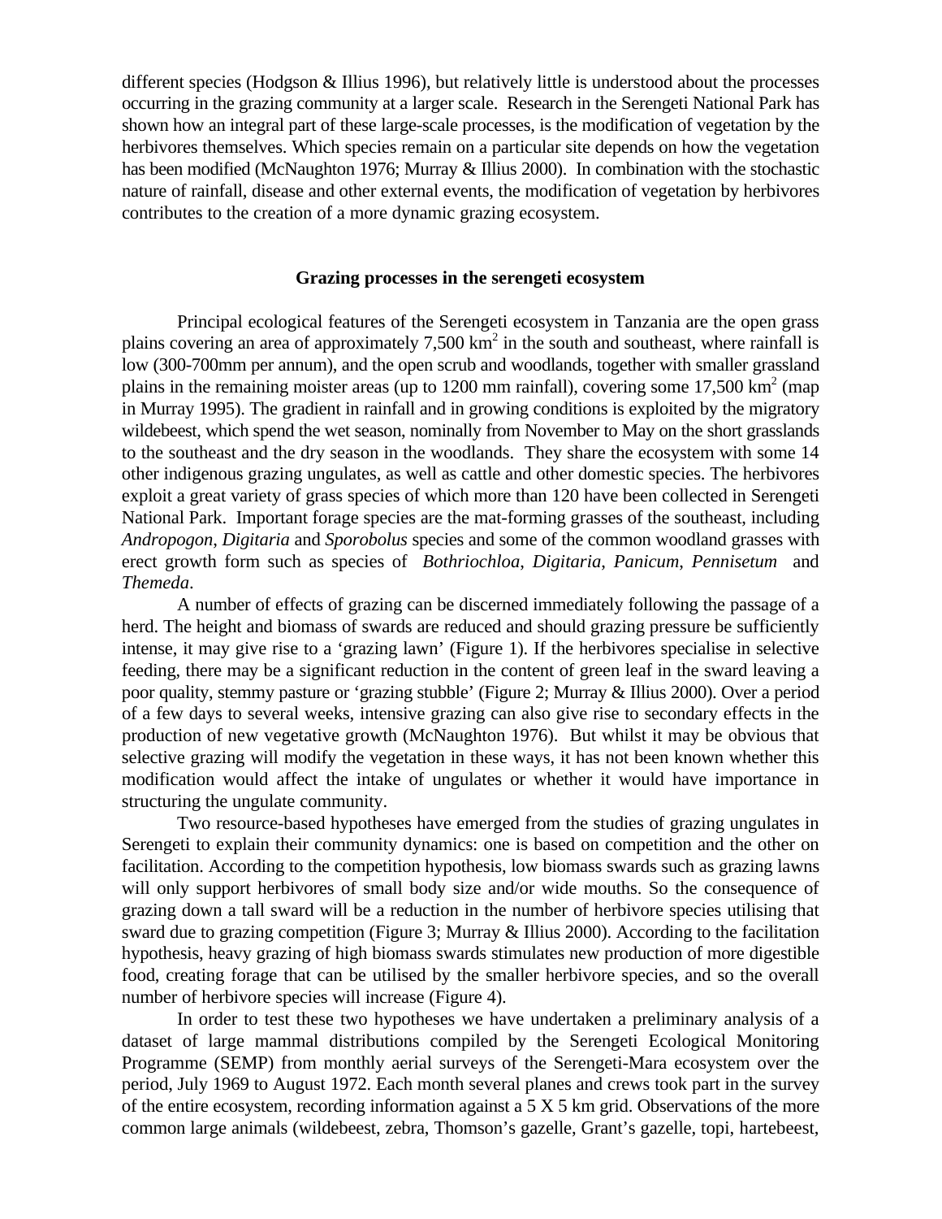different species (Hodgson & Illius 1996), but relatively little is understood about the processes occurring in the grazing community at a larger scale. Research in the Serengeti National Park has shown how an integral part of these large-scale processes, is the modification of vegetation by the herbivores themselves. Which species remain on a particular site depends on how the vegetation has been modified (McNaughton 1976; Murray & Illius 2000). In combination with the stochastic nature of rainfall, disease and other external events, the modification of vegetation by herbivores contributes to the creation of a more dynamic grazing ecosystem.

## Grazing processes in the serengeti ecosystem

Principal ecological features of the Serengeti ecosystem in Tanzania are the open grass plains covering an area of approximately 7,500 $km^2$ in the south and southeast, where rainfall is low (300-700mm per annum), and the open scrub and woodlands, together with smaller grassland plains in the remaining moister areas (up to 1200 mm rainfall), covering some 17,500 $km^2$ (map in Murray 1995). The gradient in rainfall and in growing conditions is exploited by the migratory wildebeest, which spend the wet season, nominally from November to May on the short grasslands to the southeast and the dry season in the woodlands. They share the ecosystem with some 14 other indigenous grazing ungulates, as well as cattle and other domestic species. The herbivores exploit a great variety of grass species of which more than 120 have been collected in Serengeti National Park. Important forage species are the mat-forming grasses of the southeast, including *Andropogon*, *Digitaria* and *Sporobolus* species and some of the common woodland grasses with erect growth form such as species of *Bothriochloa*, *Digitaria*, *Panicum*, *Pennisetum* and *Themeda*.

A number of effects of grazing can be discerned immediately following the passage of a herd. The height and biomass of swards are reduced and should grazing pressure be sufficiently intense, it may give rise to a 'grazing lawn' (Figure 1). If the herbivores specialise in selective feeding, there may be a significant reduction in the content of green leaf in the sward leaving a poor quality, stemmy pasture or 'grazing stubble' (Figure 2; Murray & Illius 2000). Over a period of a few days to several weeks, intensive grazing can also give rise to secondary effects in the production of new vegetative growth (McNaughton 1976). But whilst it may be obvious that selective grazing will modify the vegetation in these ways, it has not been known whether this modification would affect the intake of ungulates or whether it would have importance in structuring the ungulate community.

Two resource-based hypotheses have emerged from the studies of grazing ungulates in Serengeti to explain their community dynamics: one is based on competition and the other on facilitation. According to the competition hypothesis, low biomass swards such as grazing lawns will only support herbivores of small body size and/or wide mouths. So the consequence of grazing down a tall sward will be a reduction in the number of herbivore species utilising that sward due to grazing competition (Figure 3; Murray & Illius 2000). According to the facilitation hypothesis, heavy grazing of high biomass swards stimulates new production of more digestible food, creating forage that can be utilised by the smaller herbivore species, and so the overall number of herbivore species will increase (Figure 4).

In order to test these two hypotheses we have undertaken a preliminary analysis of a dataset of large mammal distributions compiled by the Serengeti Ecological Monitoring Programme (SEMP) from monthly aerial surveys of the Serengeti-Mara ecosystem over the period, July 1969 to August 1972. Each month several planes and crews took part in the survey of the entire ecosystem, recording information against a 5 X 5 km grid. Observations of the more common large animals (wildebeest, zebra, Thomson's gazelle, Grant's gazelle, topi, hartebeest,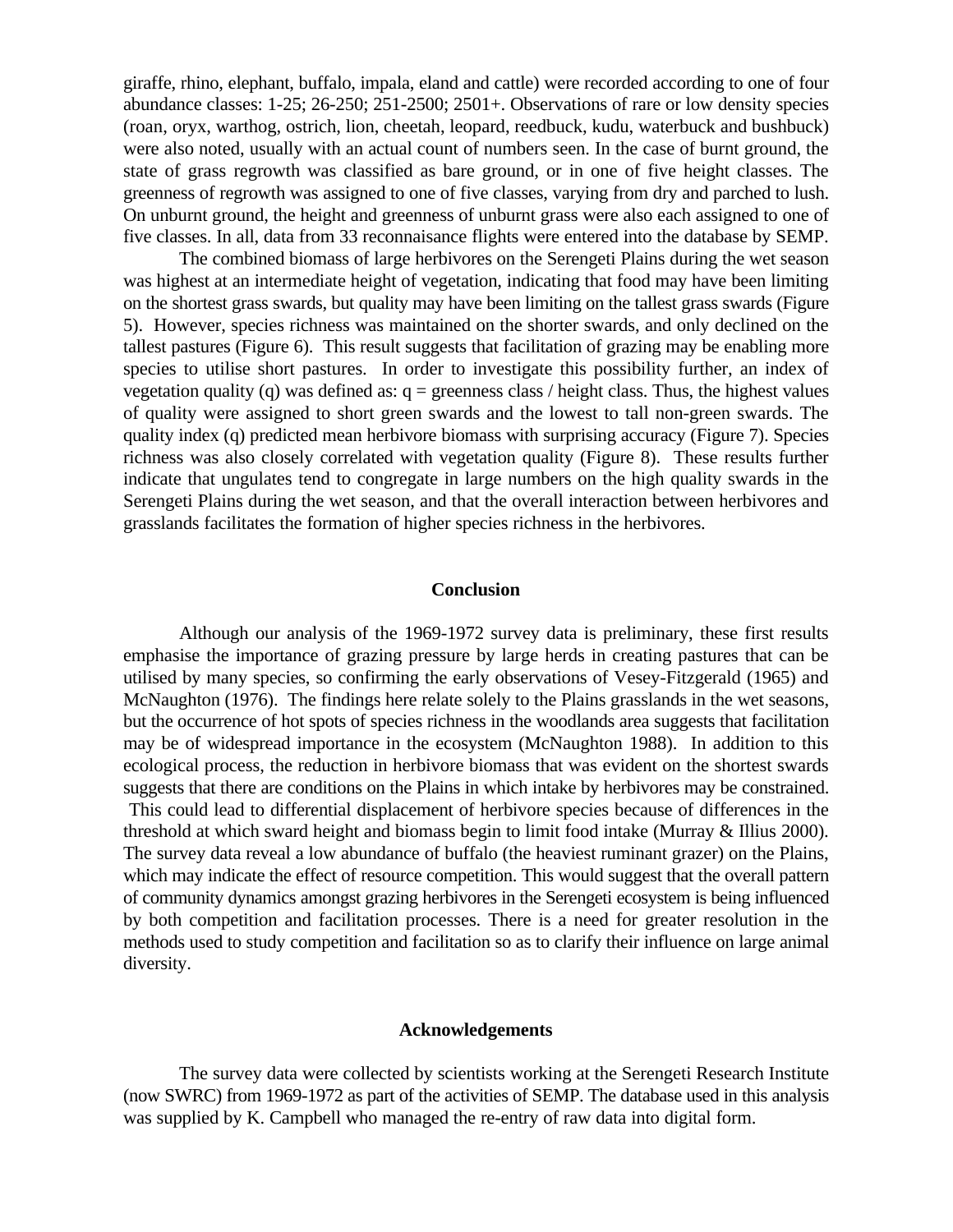giraffe, rhino, elephant, buffalo, impala, eland and cattle) were recorded according to one of four abundance classes: 1-25; 26-250; 251-2500; 2501+. Observations of rare or low density species (roan, oryx, warthog, ostrich, lion, cheetah, leopard, reedbuck, kudu, waterbuck and bushbuck) were also noted, usually with an actual count of numbers seen. In the case of burnt ground, the state of grass regrowth was classified as bare ground, or in one of five height classes. The greenness of regrowth was assigned to one of five classes, varying from dry and parched to lush. On unburnt ground, the height and greenness of unburnt grass were also each assigned to one of five classes. In all, data from 33 reconnaisance flights were entered into the database by SEMP.

The combined biomass of large herbivores on the Serengeti Plains during the wet season was highest at an intermediate height of vegetation, indicating that food may have been limiting on the shortest grass swards, but quality may have been limiting on the tallest grass swards (Figure 5). However, species richness was maintained on the shorter swards, and only declined on the tallest pastures (Figure 6). This result suggests that facilitation of grazing may be enabling more species to utilise short pastures. In order to investigate this possibility further, an index of vegetation quality (q) was defined as: q = greenness class / height class. Thus, the highest values of quality were assigned to short green swards and the lowest to tall non-green swards. The quality index (q) predicted mean herbivore biomass with surprising accuracy (Figure 7). Species richness was also closely correlated with vegetation quality (Figure 8). These results further indicate that ungulates tend to congregate in large numbers on the high quality swards in the Serengeti Plains during the wet season, and that the overall interaction between herbivores and grasslands facilitates the formation of higher species richness in the herbivores.

## Conclusion

Although our analysis of the 1969-1972 survey data is preliminary, these first results emphasise the importance of grazing pressure by large herds in creating pastures that can be utilised by many species, so confirming the early observations of Vesey-Fitzgerald (1965) and McNaughton (1976). The findings here relate solely to the Plains grasslands in the wet seasons, but the occurrence of hot spots of species richness in the woodlands area suggests that facilitation may be of widespread importance in the ecosystem (McNaughton 1988). In addition to this ecological process, the reduction in herbivore biomass that was evident on the shortest swards suggests that there are conditions on the Plains in which intake by herbivores may be constrained. This could lead to differential displacement of herbivore species because of differences in the threshold at which sward height and biomass begin to limit food intake (Murray & Illius 2000). The survey data reveal a low abundance of buffalo (the heaviest ruminant grazer) on the Plains, which may indicate the effect of resource competition. This would suggest that the overall pattern of community dynamics amongst grazing herbivores in the Serengeti ecosystem is being influenced by both competition and facilitation processes. There is a need for greater resolution in the methods used to study competition and facilitation so as to clarify their influence on large animal diversity.

## Acknowledgements

The survey data were collected by scientists working at the Serengeti Research Institute (now SWRC) from 1969-1972 as part of the activities of SEMP. The database used in this analysis was supplied by K. Campbell who managed the re-entry of raw data into digital form.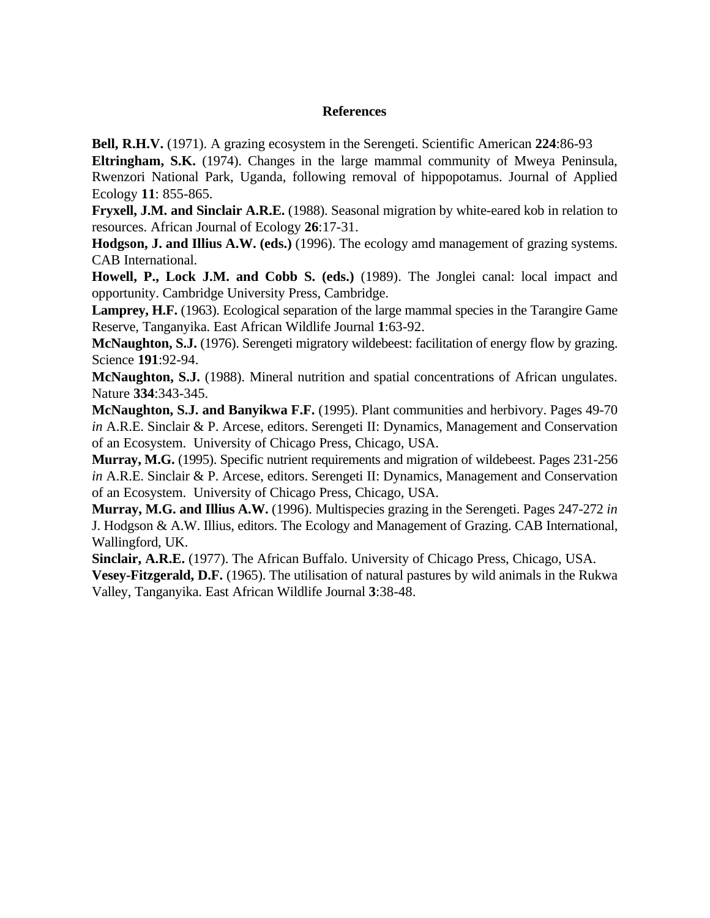## References

**Bell, R.H.V.** (1971). A grazing ecosystem in the Serengeti. Scientific American **224**:86-93

**Eltringham, S.K.** (1974). Changes in the large mammal community of Mweya Peninsula, Rwenzori National Park, Uganda, following removal of hippopotamus. Journal of Applied Ecology **11**: 855-865.

**Fryxell, J.M. and Sinclair A.R.E.** (1988). Seasonal migration by white-eared kob in relation to resources. African Journal of Ecology **26**:17-31.

**Hodgson, J. and Illius A.W. (eds.)** (1996). The ecology amd management of grazing systems. CAB International.

**Howell, P., Lock J.M. and Cobb S. (eds.)** (1989). The Jonglei canal: local impact and opportunity. Cambridge University Press, Cambridge.

**Lamprey, H.F.** (1963). Ecological separation of the large mammal species in the Tarangire Game Reserve, Tanganyika. East African Wildlife Journal **1**:63-92.

**McNaughton, S.J.** (1976). Serengeti migratory wildebeest: facilitation of energy flow by grazing. Science **191**:92-94.

**McNaughton, S.J.** (1988). Mineral nutrition and spatial concentrations of African ungulates. Nature **334**:343-345.

**McNaughton, S.J. and Banyikwa F.F.** (1995). Plant communities and herbivory. Pages 49-70 *in* A.R.E. Sinclair & P. Arcese, editors. Serengeti II: Dynamics, Management and Conservation of an Ecosystem. University of Chicago Press, Chicago, USA.

**Murray, M.G.** (1995). Specific nutrient requirements and migration of wildebeest. Pages 231-256 *in* A.R.E. Sinclair & P. Arcese, editors. Serengeti II: Dynamics, Management and Conservation of an Ecosystem. University of Chicago Press, Chicago, USA.

**Murray, M.G. and Illius A.W.** (1996). Multispecies grazing in the Serengeti. Pages 247-272 *in* J. Hodgson & A.W. Illius, editors. The Ecology and Management of Grazing. CAB International, Wallingford, UK.

**Sinclair, A.R.E.** (1977). The African Buffalo. University of Chicago Press, Chicago, USA.

**Vesey-Fitzgerald, D.F.** (1965). The utilisation of natural pastures by wild animals in the Rukwa Valley, Tanganyika. East African Wildlife Journal **3**:38-48.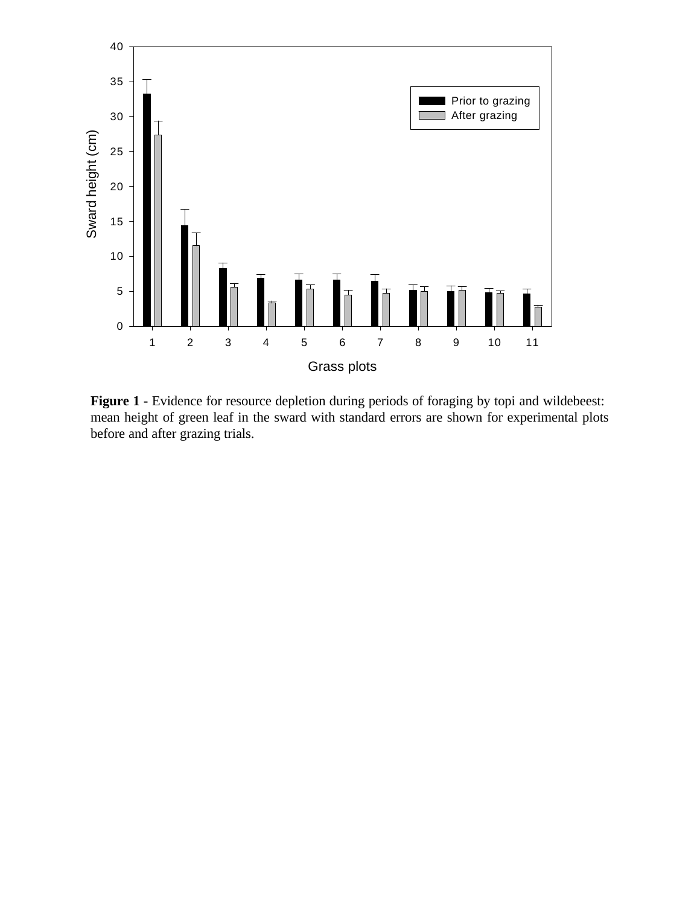**Figure 1 -** Evidence for resource depletion during periods of foraging by topi and wildebeest: mean height of green leaf in the sward with standard errors are shown for experimental plots before and after grazing trials.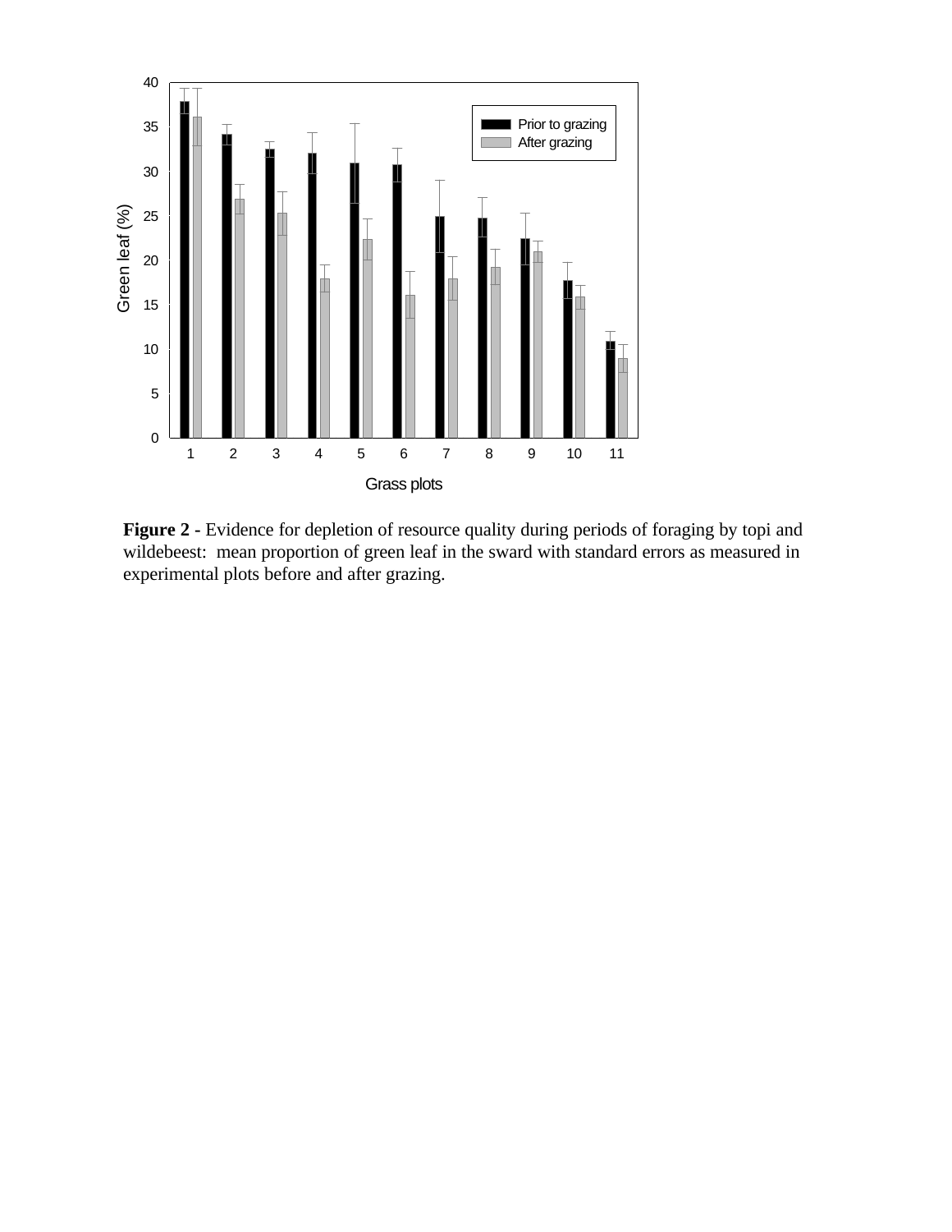**Figure 2** - Evidence for depletion of resource quality during periods of foraging by topi and wildebeest: mean proportion of green leaf in the sward with standard errors as measured in experimental plots before and after grazing.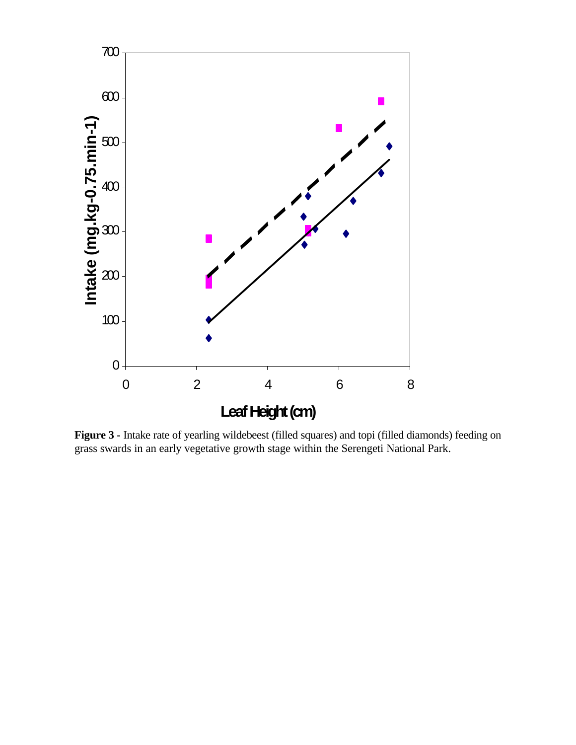**Figure 3 -** Intake rate of yearling wildebeest (filled squares) and topi (filled diamonds) feeding on grass swards in an early vegetative growth stage within the Serengeti National Park.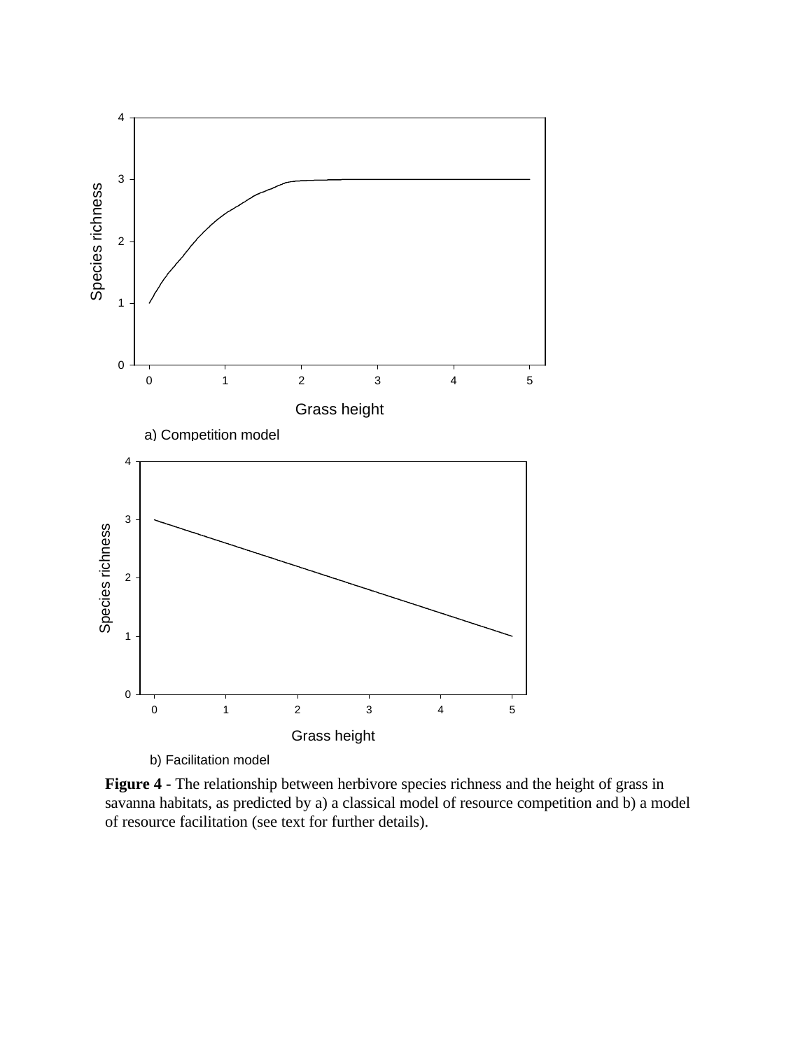a) Competition model

b) Facilitation model

**Figure 4** - The relationship between herbivore species richness and the height of grass in savanna habitats, as predicted by a) a classical model of resource competition and b) a model of resource facilitation (see text for further details).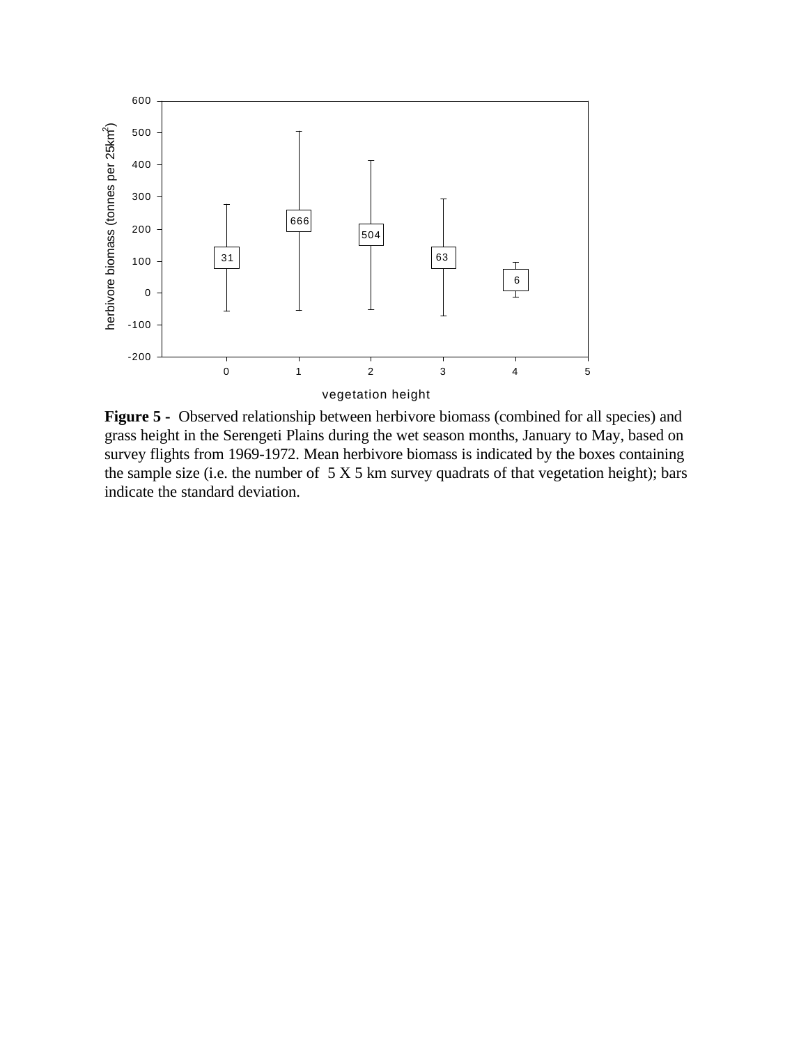**Figure 5 -** Observed relationship between herbivore biomass (combined for all species) and grass height in the Serengeti Plains during the wet season months, January to May, based on survey flights from 1969-1972. Mean herbivore biomass is indicated by the boxes containing the sample size (i.e. the number of 5 X 5 km survey quadrats of that vegetation height); bars indicate the standard deviation.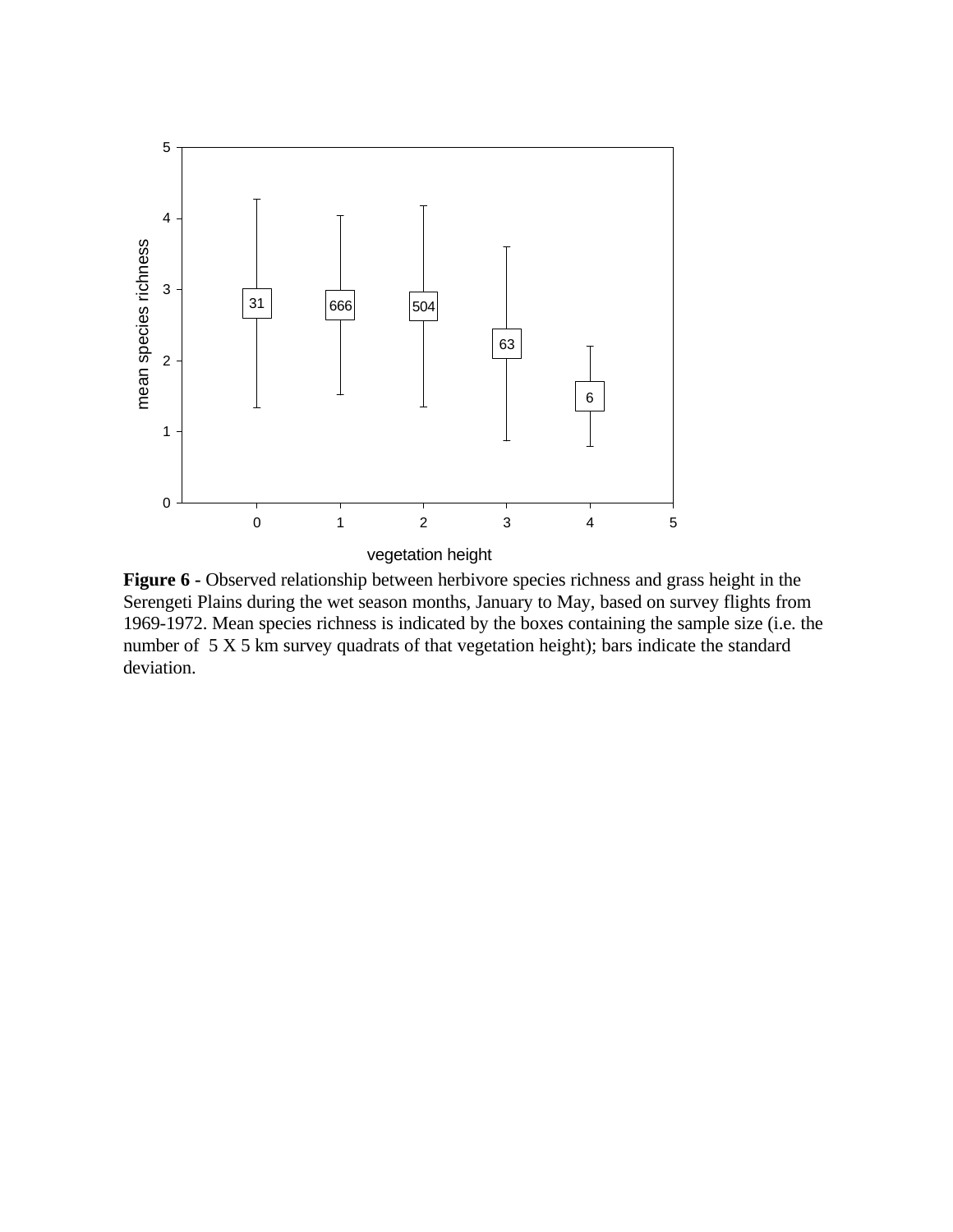**Figure 6 -** Observed relationship between herbivore species richness and grass height in the Serengeti Plains during the wet season months, January to May, based on survey flights from 1969-1972. Mean species richness is indicated by the boxes containing the sample size (i.e. the number of 5 X 5 km survey quadrats of that vegetation height); bars indicate the standard deviation.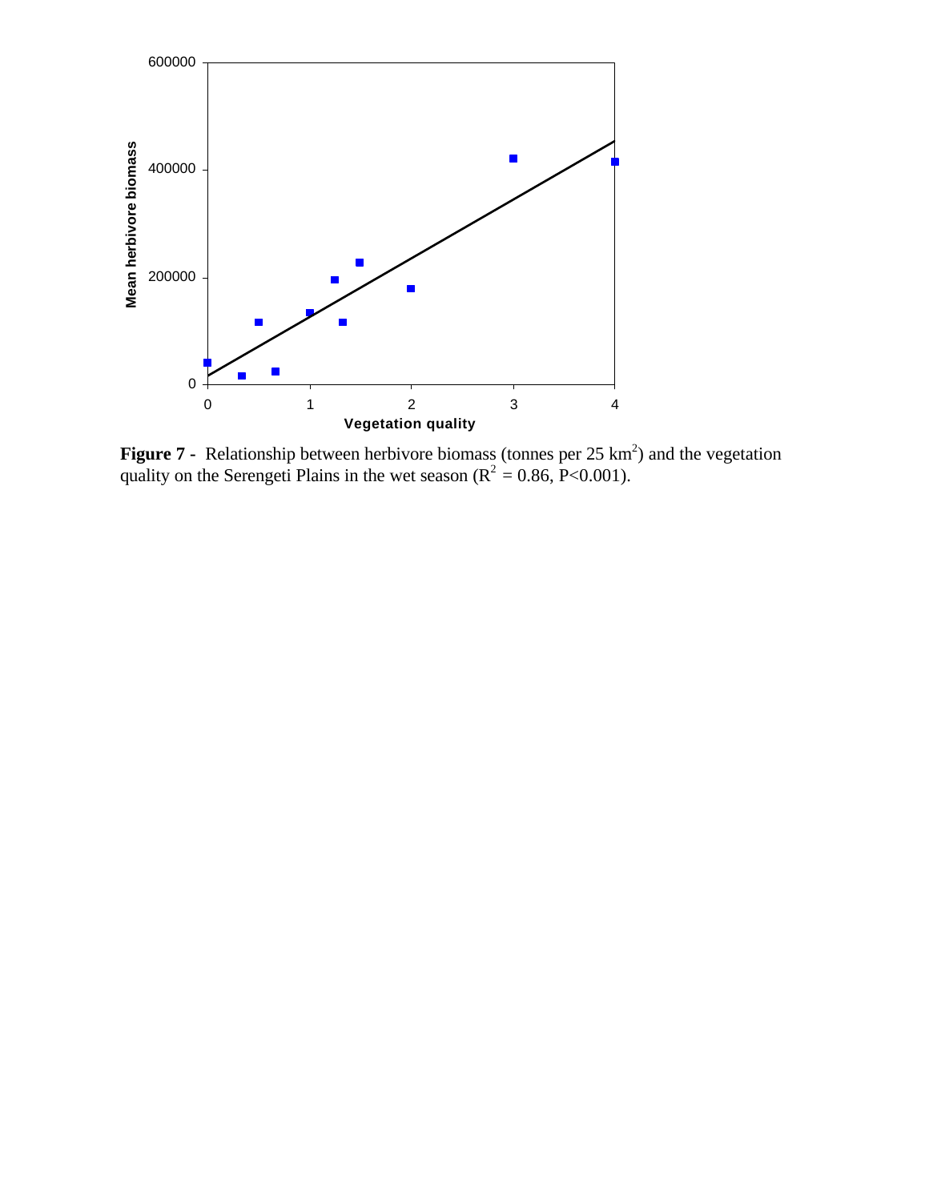**Figure 7 -** Relationship between herbivore biomass (tonnes per 25 $km^2$) and the vegetation quality on the Serengeti Plains in the wet season ($R^2 = 0.86$, $P<0.001$).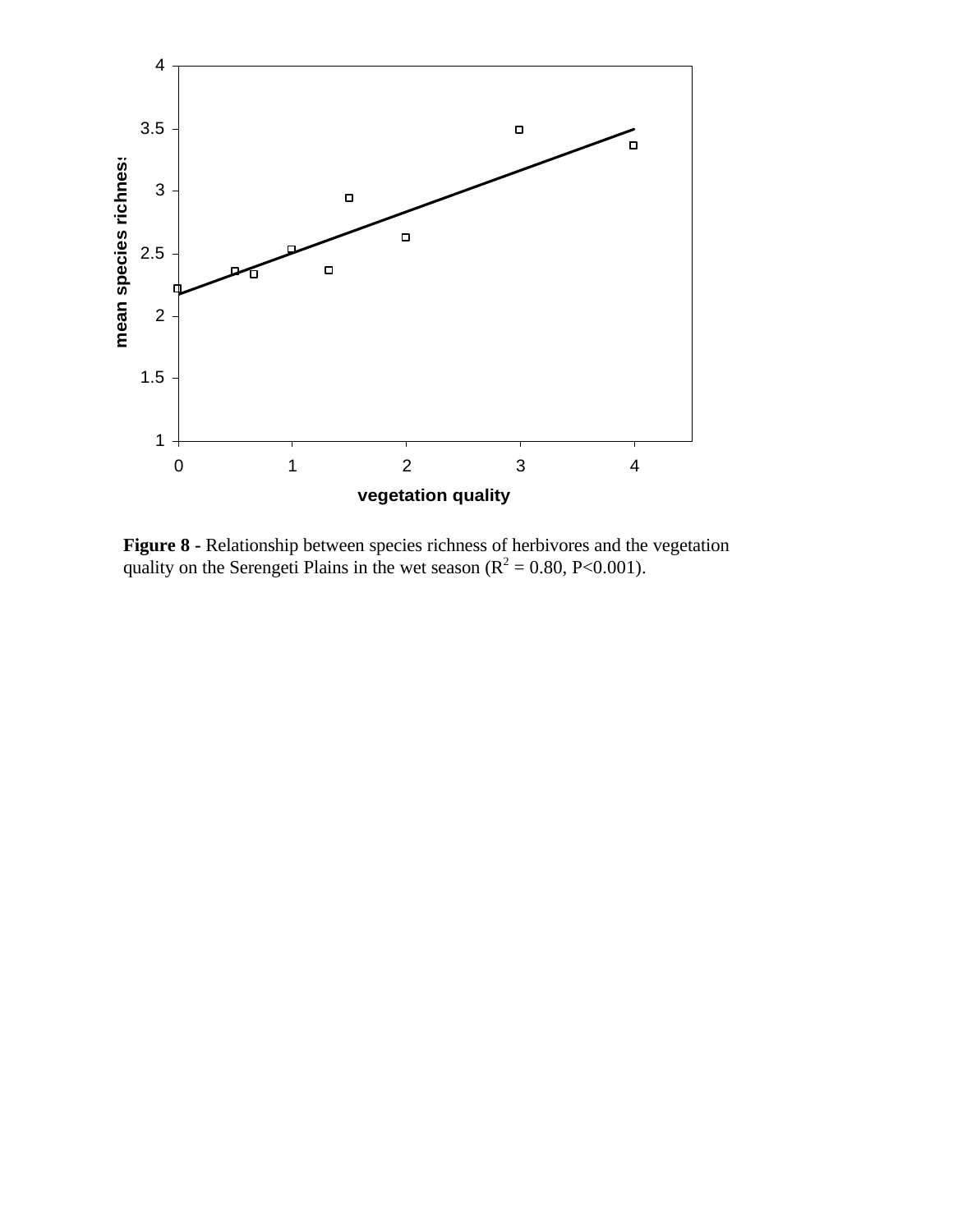4

3.5

3

2.5

2

1.5

1

0

1

2

3

4

mean species richness

vegetation quality

**Figure 8 -** Relationship between species richness of herbivores and the vegetation quality on the Serengeti Plains in the wet season ($R^2$ = 0.80, P<0.001).